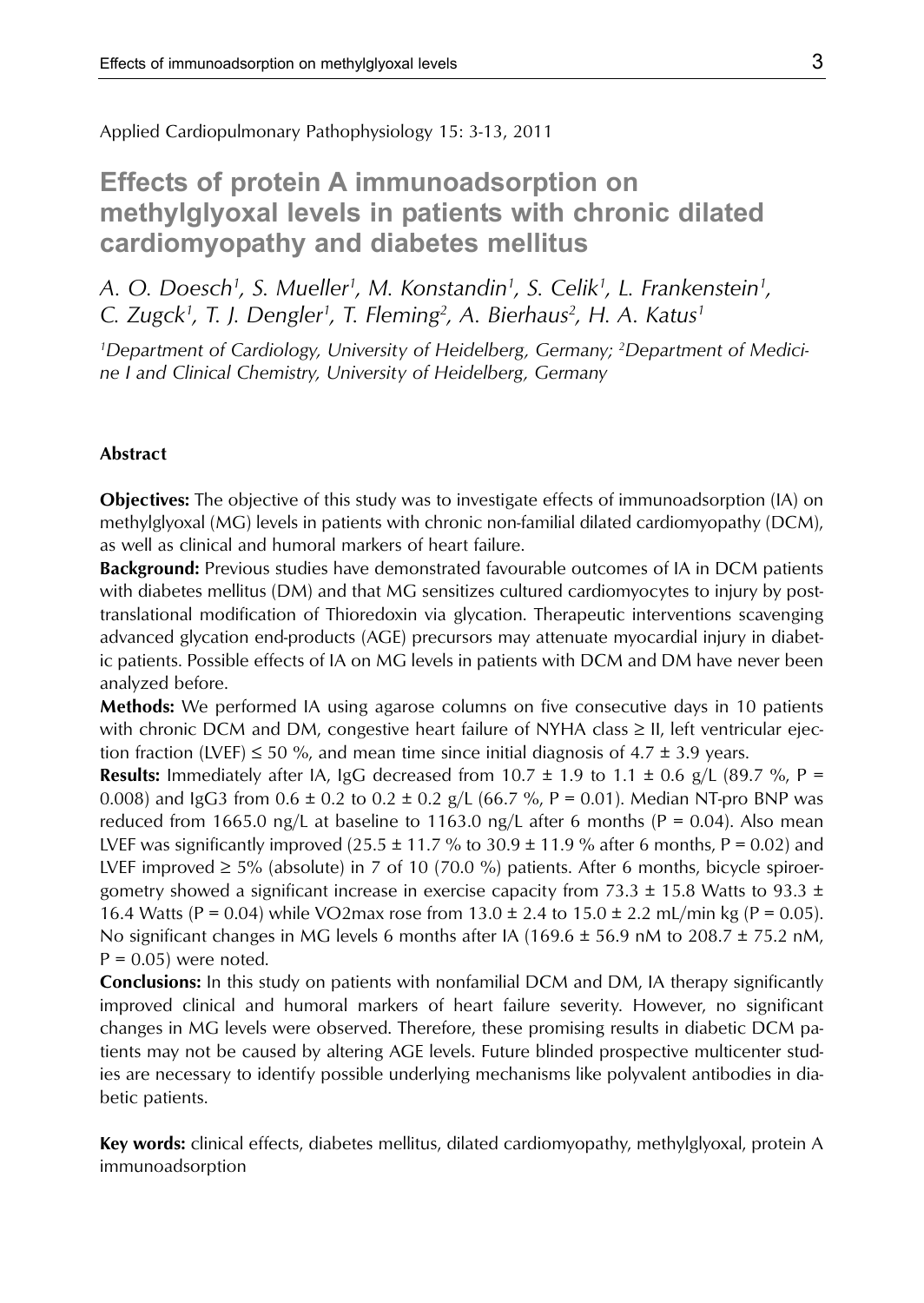Applied Cardiopulmonary Pathophysiology 15: 3-13, 2011

# Effects of protein A immunoadsorption on methylglyoxal levels in patients with chronic dilated cardiomyopathy and diabetes mellitus

*A. O. Doesch[1], S. Mueller[1], M. Konstandin[1], S. Celik[1], L. Frankenstein[1], C. Zugck[1], T. J. Dengler[1], T. Fleming[2], A. Bierhaus[2], H. A. Katus[1]*

*[1]Department of Cardiology, University of Heidelberg, Germany; [2]Department of Medicine I and Clinical Chemistry, University of Heidelberg, Germany*

## Abstract

**Objectives:** The objective of this study was to investigate effects of immunoadsorption (IA) on methylglyoxal (MG) levels in patients with chronic non-familial dilated cardiomyopathy (DCM), as well as clinical and humoral markers of heart failure.

**Background:** Previous studies have demonstrated favourable outcomes of IA in DCM patients with diabetes mellitus (DM) and that MG sensitizes cultured cardiomyocytes to injury by posttranslational modification of Thioredoxin via glycation. Therapeutic interventions scavenging advanced glycation end-products (AGE) precursors may attenuate myocardial injury in diabetic patients. Possible effects of IA on MG levels in patients with DCM and DM have never been analyzed before.

**Methods:** We performed IA using agarose columns on five consecutive days in 10 patients with chronic DCM and DM, congestive heart failure of NYHA class ≥ II, left ventricular ejection fraction (LVEF) ≤ 50 %, and mean time since initial diagnosis of 4.7 ± 3.9 years.

**Results:** Immediately after IA, IgG decreased from 10.7 ± 1.9 to 1.1 ± 0.6 g/L (89.7 %, P = 0.008) and IgG3 from 0.6 ± 0.2 to 0.2 ± 0.2 g/L (66.7 %, P = 0.01). Median NT-pro BNP was reduced from 1665.0 ng/L at baseline to 1163.0 ng/L after 6 months (P = 0.04). Also mean LVEF was significantly improved (25.5 ± 11.7 % to 30.9 ± 11.9 % after 6 months, P = 0.02) and LVEF improved ≥ 5% (absolute) in 7 of 10 (70.0 %) patients. After 6 months, bicycle spiroergometry showed a significant increase in exercise capacity from 73.3 ± 15.8 Watts to 93.3 ± 16.4 Watts (P = 0.04) while VO2max rose from 13.0 ± 2.4 to 15.0 ± 2.2 mL/min kg (P = 0.05). No significant changes in MG levels 6 months after IA (169.6 ± 56.9 nM to 208.7 ± 75.2 nM, P = 0.05) were noted.

**Conclusions:** In this study on patients with nonfamilial DCM and DM, IA therapy significantly improved clinical and humoral markers of heart failure severity. However, no significant changes in MG levels were observed. Therefore, these promising results in diabetic DCM patients may not be caused by altering AGE levels. Future blinded prospective multicenter studies are necessary to identify possible underlying mechanisms like polyvalent antibodies in diabetic patients.

**Key words:** clinical effects, diabetes mellitus, dilated cardiomyopathy, methylglyoxal, protein A immunoadsorption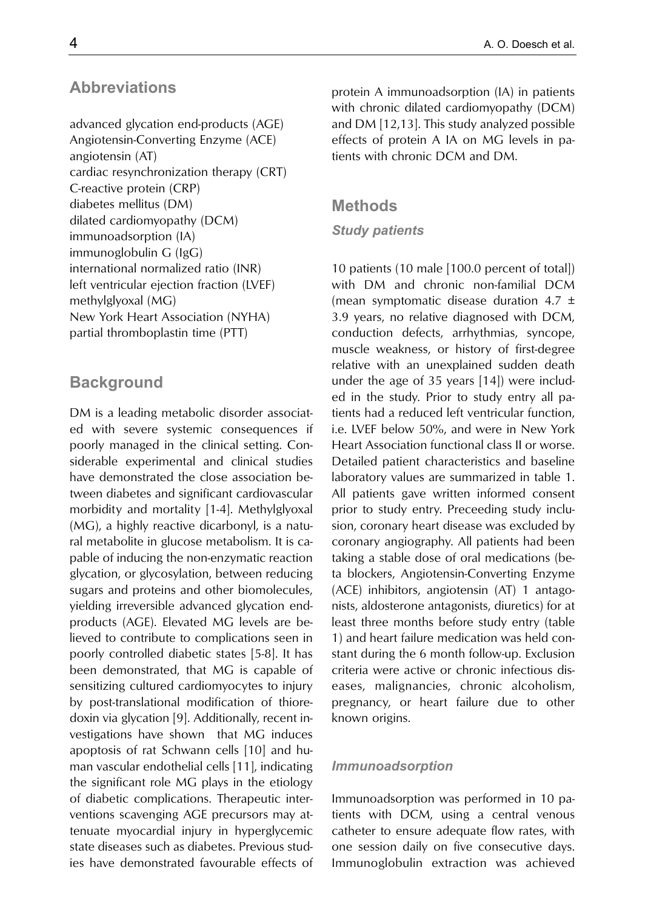## Abbreviations

advanced glycation end-products (AGE)
Angiotensin-Converting Enzyme (ACE)
angiotensin (AT)
cardiac resynchronization therapy (CRT)
C-reactive protein (CRP)
diabetes mellitus (DM)
dilated cardiomyopathy (DCM)
immunoadsorption (IA)
immunoglobulin G (IgG)
international normalized ratio (INR)
left ventricular ejection fraction (LVEF)
methylglyoxal (MG)
New York Heart Association (NYHA)
partial thromboplastin time (PTT)

## Background

DM is a leading metabolic disorder associated with severe systemic consequences if poorly managed in the clinical setting. Considerable experimental and clinical studies have demonstrated the close association between diabetes and significant cardiovascular morbidity and mortality [1-4]. Methylglyoxal (MG), a highly reactive dicarbonyl, is a natural metabolite in glucose metabolism. It is capable of inducing the non-enzymatic reaction glycation, or glycosylation, between reducing sugars and proteins and other biomolecules, yielding irreversible advanced glycation end-products (AGE). Elevated MG levels are believed to contribute to complications seen in poorly controlled diabetic states [5-8]. It has been demonstrated, that MG is capable of sensitizing cultured cardiomyocytes to injury by post-translational modification of thioredoxin via glycation [9]. Additionally, recent investigations have shown that MG induces apoptosis of rat Schwann cells [10] and human vascular endothelial cells [11], indicating the significant role MG plays in the etiology of diabetic complications. Therapeutic interventions scavenging AGE precursors may attenuate myocardial injury in hyperglycemic state diseases such as diabetes. Previous studies have demonstrated favourable effects of protein A immunoadsorption (IA) in patients with chronic dilated cardiomyopathy (DCM) and DM [12,13]. This study analyzed possible effects of protein A IA on MG levels in patients with chronic DCM and DM.

## Methods

### *Study patients*

10 patients (10 male [100.0 percent of total]) with DM and chronic non-familial DCM (mean symptomatic disease duration 4.7 ± 3.9 years, no relative diagnosed with DCM, conduction defects, arrhythmias, syncope, muscle weakness, or history of first-degree relative with an unexplained sudden death under the age of 35 years [14]) were included in the study. Prior to study entry all patients had a reduced left ventricular function, i.e. LVEF below 50%, and were in New York Heart Association functional class II or worse. Detailed patient characteristics and baseline laboratory values are summarized in table 1. All patients gave written informed consent prior to study entry. Preceeding study inclusion, coronary heart disease was excluded by coronary angiography. All patients had been taking a stable dose of oral medications (beta blockers, Angiotensin-Converting Enzyme (ACE) inhibitors, angiotensin (AT) 1 antagonists, aldosterone antagonists, diuretics) for at least three months before study entry (table 1) and heart failure medication was held constant during the 6 month follow-up. Exclusion criteria were active or chronic infectious diseases, malignancies, chronic alcoholism, pregnancy, or heart failure due to other known origins.

### *Immunoadsorption*

Immunoadsorption was performed in 10 patients with DCM, using a central venous catheter to ensure adequate flow rates, with one session daily on five consecutive days. Immunoglobulin extraction was achieved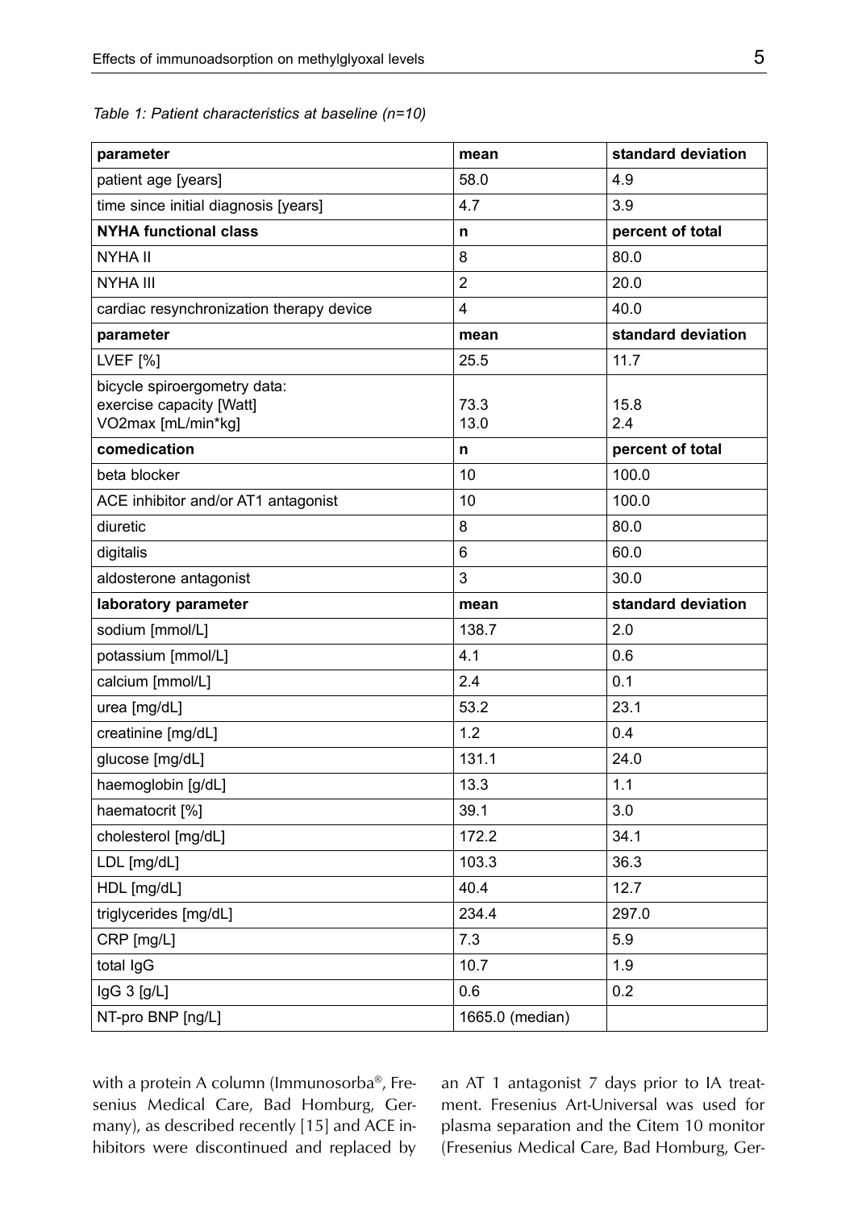*Table 1: Patient characteristics at baseline (n=10)*

| parameter | mean | standard deviation |
|---|---|---|
| patient age [years] | 58.0 | 4.9 |
| time since initial diagnosis [years] | 4.7 | 3.9 |
| **NYHA functional class** | **n** | **percent of total** |
| NYHA II | 8 | 80.0 |
| NYHA III | 2 | 20.0 |
| cardiac resynchronization therapy device | 4 | 40.0 |
| **parameter** | **mean** | **standard deviation** |
| LVEF [%] | 25.5 | 11.7 |
| bicycle spiroergometry data:<br>exercise capacity [Watt]<br>VO2max [mL/min*kg] | <br>73.3<br>13.0 | <br>15.8<br>2.4 |
| **comedication** | **n** | **percent of total** |
| beta blocker | 10 | 100.0 |
| ACE inhibitor and/or AT1 antagonist | 10 | 100.0 |
| diuretic | 8 | 80.0 |
| digitalis | 6 | 60.0 |
| aldosterone antagonist | 3 | 30.0 |
| **laboratory parameter** | **mean** | **standard deviation** |
| sodium [mmol/L] | 138.7 | 2.0 |
| potassium [mmol/L] | 4.1 | 0.6 |
| calcium [mmol/L] | 2.4 | 0.1 |
| urea [mg/dL] | 53.2 | 23.1 |
| creatinine [mg/dL] | 1.2 | 0.4 |
| glucose [mg/dL] | 131.1 | 24.0 |
| haemoglobin [g/dL] | 13.3 | 1.1 |
| haematocrit [%] | 39.1 | 3.0 |
| cholesterol [mg/dL] | 172.2 | 34.1 |
| LDL [mg/dL] | 103.3 | 36.3 |
| HDL [mg/dL] | 40.4 | 12.7 |
| triglycerides [mg/dL] | 234.4 | 297.0 |
| CRP [mg/L] | 7.3 | 5.9 |
| total IgG | 10.7 | 1.9 |
| IgG 3 [g/L] | 0.6 | 0.2 |
| NT-pro BNP [ng/L] | 1665.0 (median) | |

with a protein A column (Immunosorba®, Fresenius Medical Care, Bad Homburg, Germany), as described recently [15] and ACE inhibitors were discontinued and replaced by an AT 1 antagonist 7 days prior to IA treatment. Fresenius Art-Universal was used for plasma separation and the Citem 10 monitor (Fresenius Medical Care, Bad Homburg, Ger-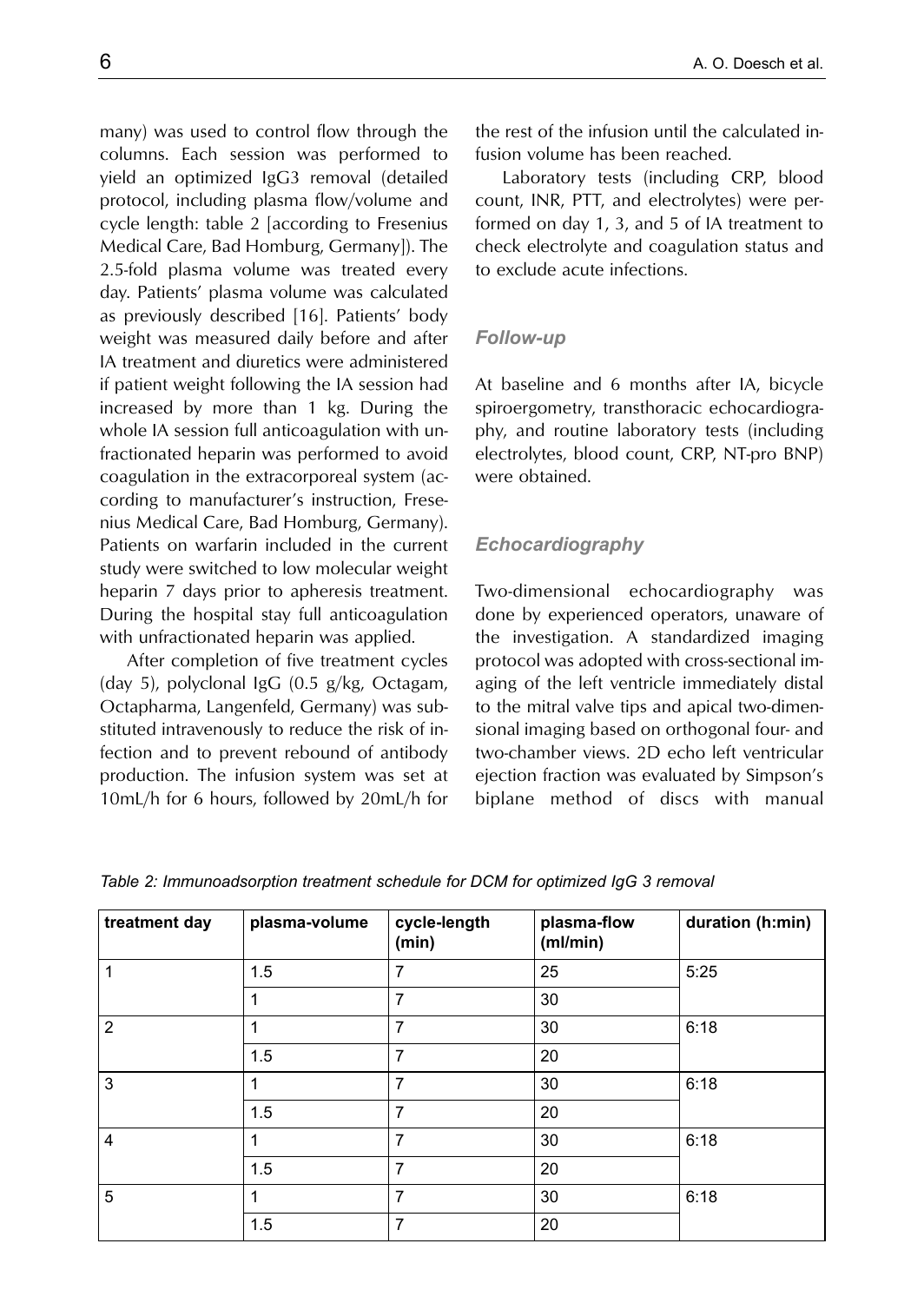many) was used to control flow through the columns. Each session was performed to yield an optimized IgG3 removal (detailed protocol, including plasma flow/volume and cycle length: table 2 [according to Fresenius Medical Care, Bad Homburg, Germany]). The 2.5-fold plasma volume was treated every day. Patients' plasma volume was calculated as previously described [16]. Patients' body weight was measured daily before and after IA treatment and diuretics were administered if patient weight following the IA session had increased by more than 1 kg. During the whole IA session full anticoagulation with unfractionated heparin was performed to avoid coagulation in the extracorporeal system (according to manufacturer's instruction, Fresenius Medical Care, Bad Homburg, Germany). Patients on warfarin included in the current study were switched to low molecular weight heparin 7 days prior to apheresis treatment. During the hospital stay full anticoagulation with unfractionated heparin was applied.

After completion of five treatment cycles (day 5), polyclonal IgG (0.5 g/kg, Octagam, Octapharma, Langenfeld, Germany) was substituted intravenously to reduce the risk of infection and to prevent rebound of antibody production. The infusion system was set at 10mL/h for 6 hours, followed by 20mL/h for the rest of the infusion until the calculated infusion volume has been reached.

Laboratory tests (including CRP, blood count, INR, PTT, and electrolytes) were performed on day 1, 3, and 5 of IA treatment to check electrolyte and coagulation status and to exclude acute infections.

### *Follow-up*

At baseline and 6 months after IA, bicycle spiroergometry, transthoracic echocardiography, and routine laboratory tests (including electrolytes, blood count, CRP, NT-pro BNP) were obtained.

### *Echocardiography*

Two-dimensional echocardiography was done by experienced operators, unaware of the investigation. A standardized imaging protocol was adopted with cross-sectional imaging of the left ventricle immediately distal to the mitral valve tips and apical two-dimensional imaging based on orthogonal four- and two-chamber views. 2D echo left ventricular ejection fraction was evaluated by Simpson's biplane method of discs with manual

*Table 2: Immunoadsorption treatment schedule for DCM for optimized IgG 3 removal*

| treatment day | plasma-volume | cycle-length (min) | plasma-flow (ml/min) | duration (h:min) |
|---|---|---|---|---|
| 1 | 1.5 | 7 | 25 | 5:25 |
| | 1 | 7 | 30 | |
| 2 | 1 | 7 | 30 | 6:18 |
| | 1.5 | 7 | 20 | |
| 3 | 1 | 7 | 30 | 6:18 |
| | 1.5 | 7 | 20 | |
| 4 | 1 | 7 | 30 | 6:18 |
| | 1.5 | 7 | 20 | |
| 5 | 1 | 7 | 30 | 6:18 |
| | 1.5 | 7 | 20 | |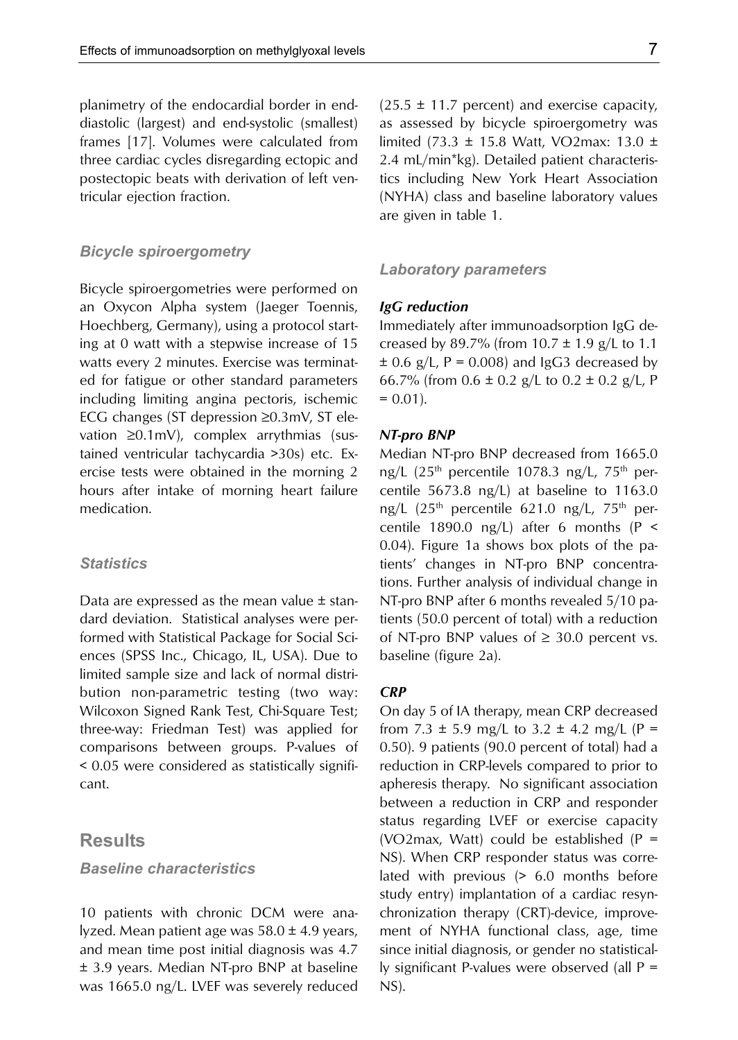planimetry of the endocardial border in end-diastolic (largest) and end-systolic (smallest) frames [17]. Volumes were calculated from three cardiac cycles disregarding ectopic and postectopic beats with derivation of left ventricular ejection fraction.

### *Bicycle spiroergometry*

Bicycle spiroergometries were performed on an Oxycon Alpha system (Jaeger Toennis, Hoechberg, Germany), using a protocol starting at 0 watt with a stepwise increase of 15 watts every 2 minutes. Exercise was terminated for fatigue or other standard parameters including limiting angina pectoris, ischemic ECG changes (ST depression ≥0.3mV, ST elevation ≥0.1mV), complex arrythmias (sustained ventricular tachycardia >30s) etc. Exercise tests were obtained in the morning 2 hours after intake of morning heart failure medication.

### *Statistics*

Data are expressed as the mean value ± standard deviation. Statistical analyses were performed with Statistical Package for Social Sciences (SPSS Inc., Chicago, IL, USA). Due to limited sample size and lack of normal distribution non-parametric testing (two way: Wilcoxon Signed Rank Test, Chi-Square Test; three-way: Friedman Test) was applied for comparisons between groups. P-values of < 0.05 were considered as statistically significant.

## Results

### *Baseline characteristics*

10 patients with chronic DCM were analyzed. Mean patient age was 58.0 ± 4.9 years, and mean time post initial diagnosis was 4.7 ± 3.9 years. Median NT-pro BNP at baseline was 1665.0 ng/L. LVEF was severely reduced (25.5 ± 11.7 percent) and exercise capacity, as assessed by bicycle spiroergometry was limited (73.3 ± 15.8 Watt, VO2max: 13.0 ± 2.4 mL/min*kg). Detailed patient characteristics including New York Heart Association (NYHA) class and baseline laboratory values are given in table 1.

### *Laboratory parameters*

#### *IgG reduction*

Immediately after immunoadsorption IgG decreased by 89.7% (from 10.7 ± 1.9 g/L to 1.1 ± 0.6 g/L, P = 0.008) and IgG3 decreased by 66.7% (from 0.6 ± 0.2 g/L to 0.2 ± 0.2 g/L, P = 0.01).

#### *NT-pro BNP*

Median NT-pro BNP decreased from 1665.0 ng/L (25$^{th}$ percentile 1078.3 ng/L, 75$^{th}$ percentile 5673.8 ng/L) at baseline to 1163.0 ng/L (25$^{th}$ percentile 621.0 ng/L, 75$^{th}$ percentile 1890.0 ng/L) after 6 months (P < 0.04). Figure 1a shows box plots of the patients' changes in NT-pro BNP concentrations. Further analysis of individual change in NT-pro BNP after 6 months revealed 5/10 patients (50.0 percent of total) with a reduction of NT-pro BNP values of ≥ 30.0 percent vs. baseline (figure 2a).

#### *CRP*

On day 5 of IA therapy, mean CRP decreased from 7.3 ± 5.9 mg/L to 3.2 ± 4.2 mg/L (P = 0.50). 9 patients (90.0 percent of total) had a reduction in CRP-levels compared to prior to apheresis therapy. No significant association between a reduction in CRP and responder status regarding LVEF or exercise capacity (VO2max, Watt) could be established (P = NS). When CRP responder status was correlated with previous (> 6.0 months before study entry) implantation of a cardiac resynchronization therapy (CRT)-device, improvement of NYHA functional class, age, time since initial diagnosis, or gender no statistically significant P-values were observed (all P = NS).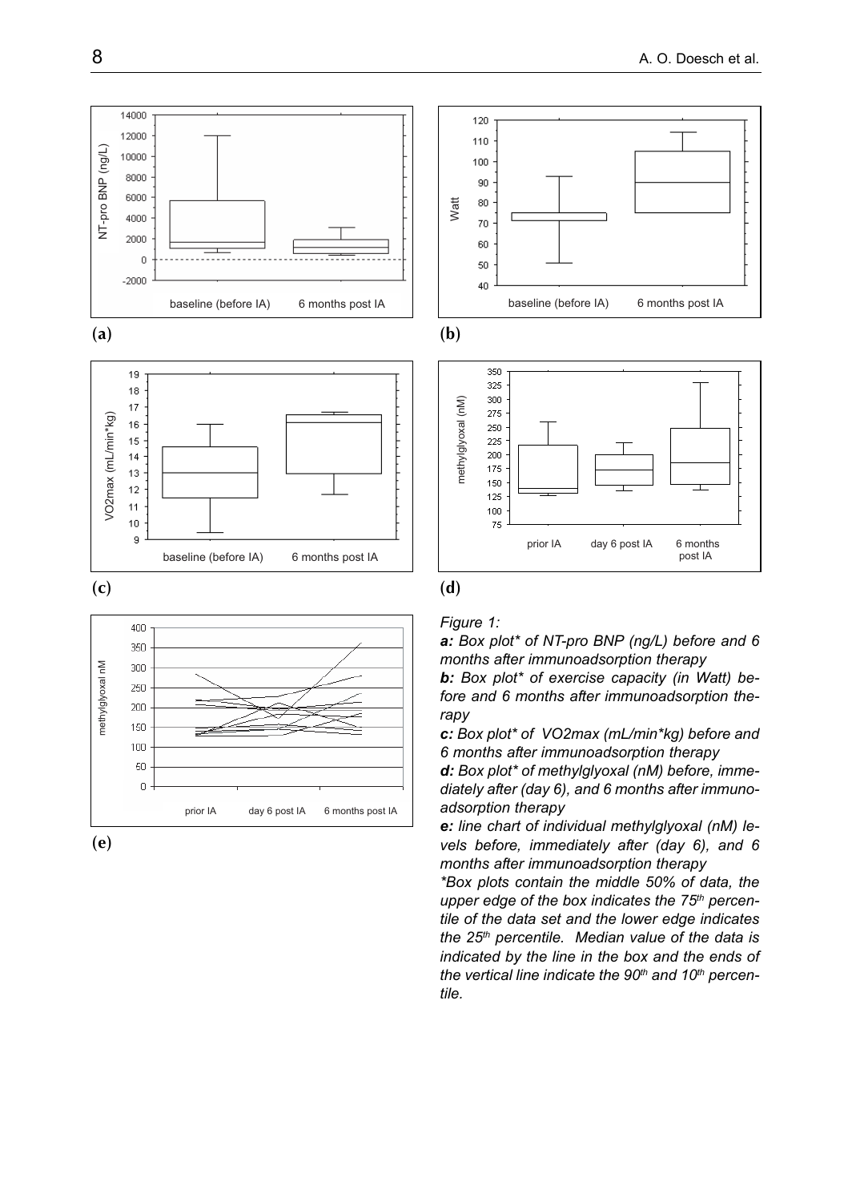*Figure 1:*

***a:** Box plot\* of NT-pro BNP (ng/L) before and 6 months after immunoadsorption therapy*

***b:** Box plot\* of exercise capacity (in Watt) before and 6 months after immunoadsorption therapy*

***c:** Box plot\* of VO2max (mL/min\*kg) before and 6 months after immunoadsorption therapy*

***d:** Box plot\* of methylglyoxal (nM) before, immediately after (day 6), and 6 months after immunoadsorption therapy*

***e:** line chart of individual methylglyoxal (nM) levels before, immediately after (day 6), and 6 months after immunoadsorption therapy*

*\*Box plots contain the middle 50% of data, the upper edge of the box indicates the 75th percentile of the data set and the lower edge indicates the 25th percentile. Median value of the data is indicated by the line in the box and the ends of the vertical line indicate the 90th and 10th percentile.*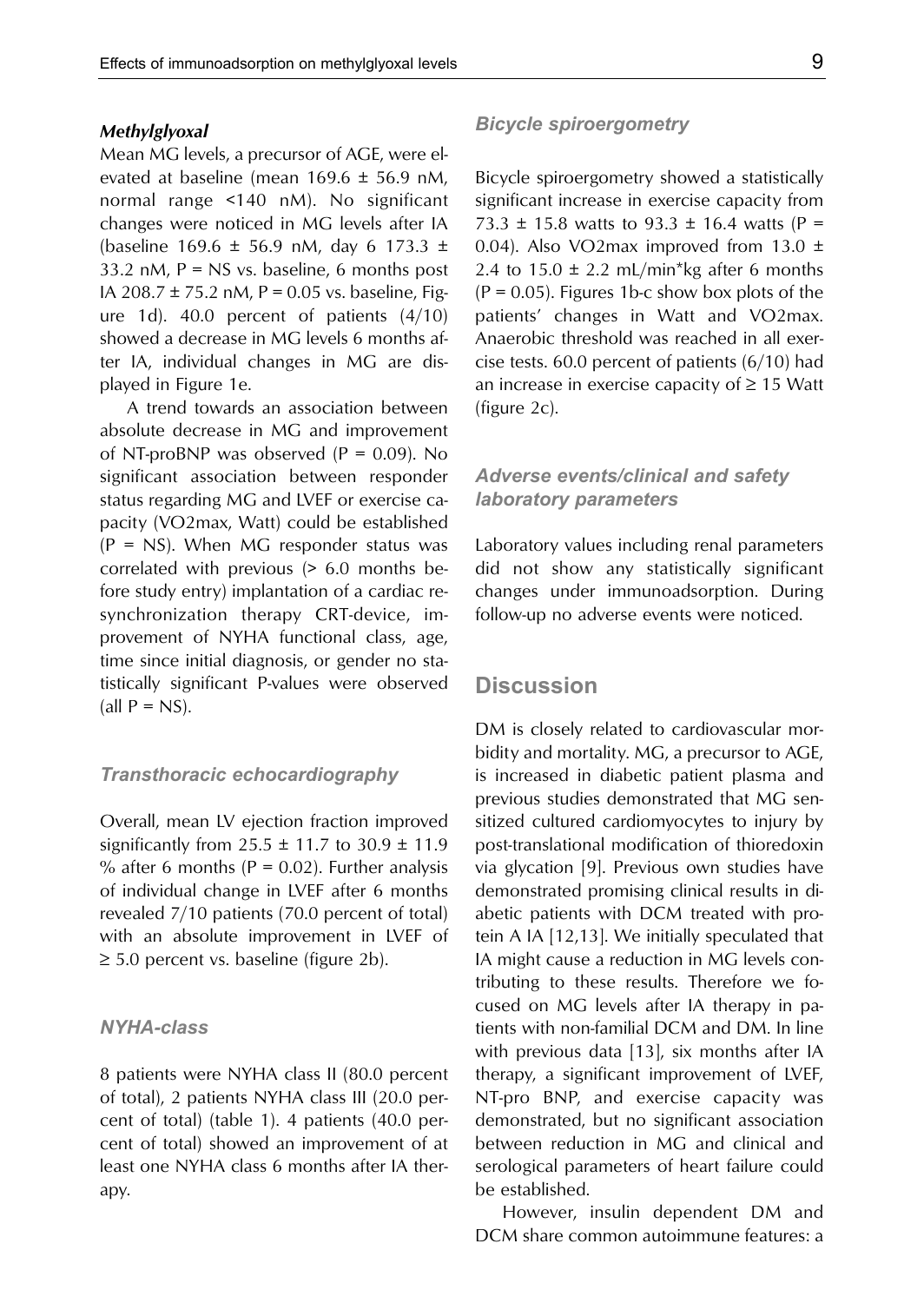### *Methylglyoxal*

Mean MG levels, a precursor of AGE, were elevated at baseline (mean 169.6 ± 56.9 nM, normal range <140 nM). No significant changes were noticed in MG levels after IA (baseline 169.6 ± 56.9 nM, day 6 173.3 ± 33.2 nM, P = NS vs. baseline, 6 months post IA 208.7 ± 75.2 nM, P = 0.05 vs. baseline, Figure 1d). 40.0 percent of patients (4/10) showed a decrease in MG levels 6 months after IA, individual changes in MG are displayed in Figure 1e.

A trend towards an association between absolute decrease in MG and improvement of NT-proBNP was observed (P = 0.09). No significant association between responder status regarding MG and LVEF or exercise capacity (VO2max, Watt) could be established (P = NS). When MG responder status was correlated with previous (> 6.0 months before study entry) implantation of a cardiac resynchronization therapy CRT-device, improvement of NYHA functional class, age, time since initial diagnosis, or gender no statistically significant P-values were observed (all P = NS).

### *Transthoracic echocardiography*

Overall, mean LV ejection fraction improved significantly from 25.5 ± 11.7 to 30.9 ± 11.9 % after 6 months (P = 0.02). Further analysis of individual change in LVEF after 6 months revealed 7/10 patients (70.0 percent of total) with an absolute improvement in LVEF of ≥ 5.0 percent vs. baseline (figure 2b).

### *NYHA-class*

8 patients were NYHA class II (80.0 percent of total), 2 patients NYHA class III (20.0 percent of total) (table 1). 4 patients (40.0 percent of total) showed an improvement of at least one NYHA class 6 months after IA therapy.

### *Bicycle spiroergometry*

Bicycle spiroergometry showed a statistically significant increase in exercise capacity from 73.3 ± 15.8 watts to 93.3 ± 16.4 watts (P = 0.04). Also VO2max improved from 13.0 ± 2.4 to 15.0 ± 2.2 mL/min*kg after 6 months (P = 0.05). Figures 1b-c show box plots of the patients' changes in Watt and VO2max. Anaerobic threshold was reached in all exercise tests. 60.0 percent of patients (6/10) had an increase in exercise capacity of ≥ 15 Watt (figure 2c).

### *Adverse events/clinical and safety laboratory parameters*

Laboratory values including renal parameters did not show any statistically significant changes under immunoadsorption. During follow-up no adverse events were noticed.

## Discussion

DM is closely related to cardiovascular morbidity and mortality. MG, a precursor to AGE, is increased in diabetic patient plasma and previous studies demonstrated that MG sensitized cultured cardiomyocytes to injury by post-translational modification of thioredoxin via glycation [9]. Previous own studies have demonstrated promising clinical results in diabetic patients with DCM treated with protein A IA [12,13]. We initially speculated that IA might cause a reduction in MG levels contributing to these results. Therefore we focused on MG levels after IA therapy in patients with non-familial DCM and DM. In line with previous data [13], six months after IA therapy, a significant improvement of LVEF, NT-pro BNP, and exercise capacity was demonstrated, but no significant association between reduction in MG and clinical and serological parameters of heart failure could be established.

However, insulin dependent DM and DCM share common autoimmune features: a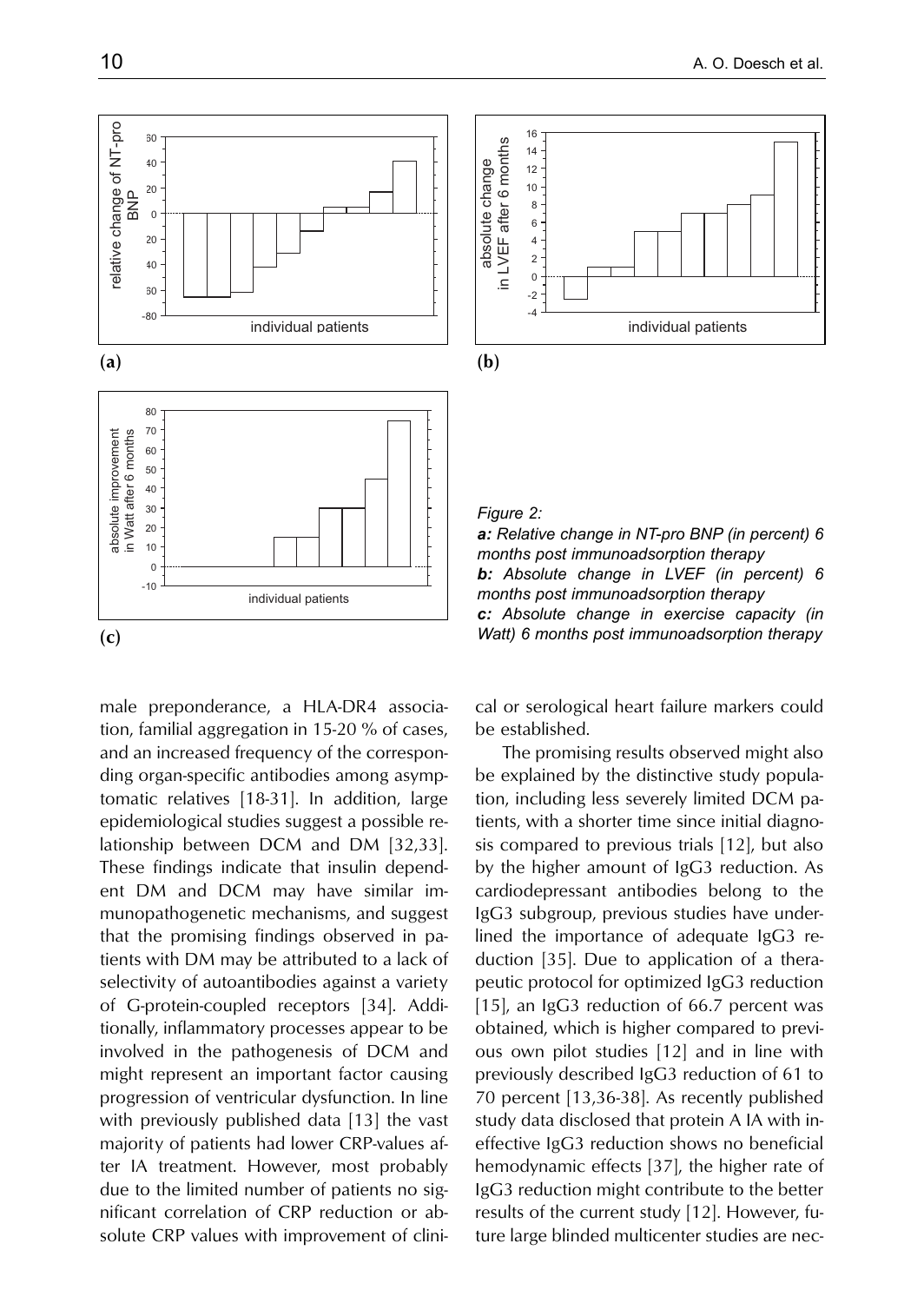*Figure 2:*
***a:** Relative change in NT-pro BNP (in percent) 6 months post immunoadsorption therapy*
***b:** Absolute change in LVEF (in percent) 6 months post immunoadsorption therapy*
***c:** Absolute change in exercise capacity (in Watt) 6 months post immunoadsorption therapy*

male preponderance, a HLA-DR4 association, familial aggregation in 15-20 % of cases, and an increased frequency of the corresponding organ-specific antibodies among asymptomatic relatives [18-31]. In addition, large epidemiological studies suggest a possible relationship between DCM and DM [32,33]. These findings indicate that insulin dependent DM and DCM may have similar immunopathogenetic mechanisms, and suggest that the promising findings observed in patients with DM may be attributed to a lack of selectivity of autoantibodies against a variety of G-protein-coupled receptors [34]. Additionally, inflammatory processes appear to be involved in the pathogenesis of DCM and might represent an important factor causing progression of ventricular dysfunction. In line with previously published data [13] the vast majority of patients had lower CRP-values after IA treatment. However, most probably due to the limited number of patients no significant correlation of CRP reduction or absolute CRP values with improvement of clinical or serological heart failure markers could be established.

The promising results observed might also be explained by the distinctive study population, including less severely limited DCM patients, with a shorter time since initial diagnosis compared to previous trials [12], but also by the higher amount of IgG3 reduction. As cardiodepressant antibodies belong to the IgG3 subgroup, previous studies have underlined the importance of adequate IgG3 reduction [35]. Due to application of a therapeutic protocol for optimized IgG3 reduction [15], an IgG3 reduction of 66.7 percent was obtained, which is higher compared to previous own pilot studies [12] and in line with previously described IgG3 reduction of 61 to 70 percent [13,36-38]. As recently published study data disclosed that protein A IA with ineffective IgG3 reduction shows no beneficial hemodynamic effects [37], the higher rate of IgG3 reduction might contribute to the better results of the current study [12]. However, future large blinded multicenter studies are nec-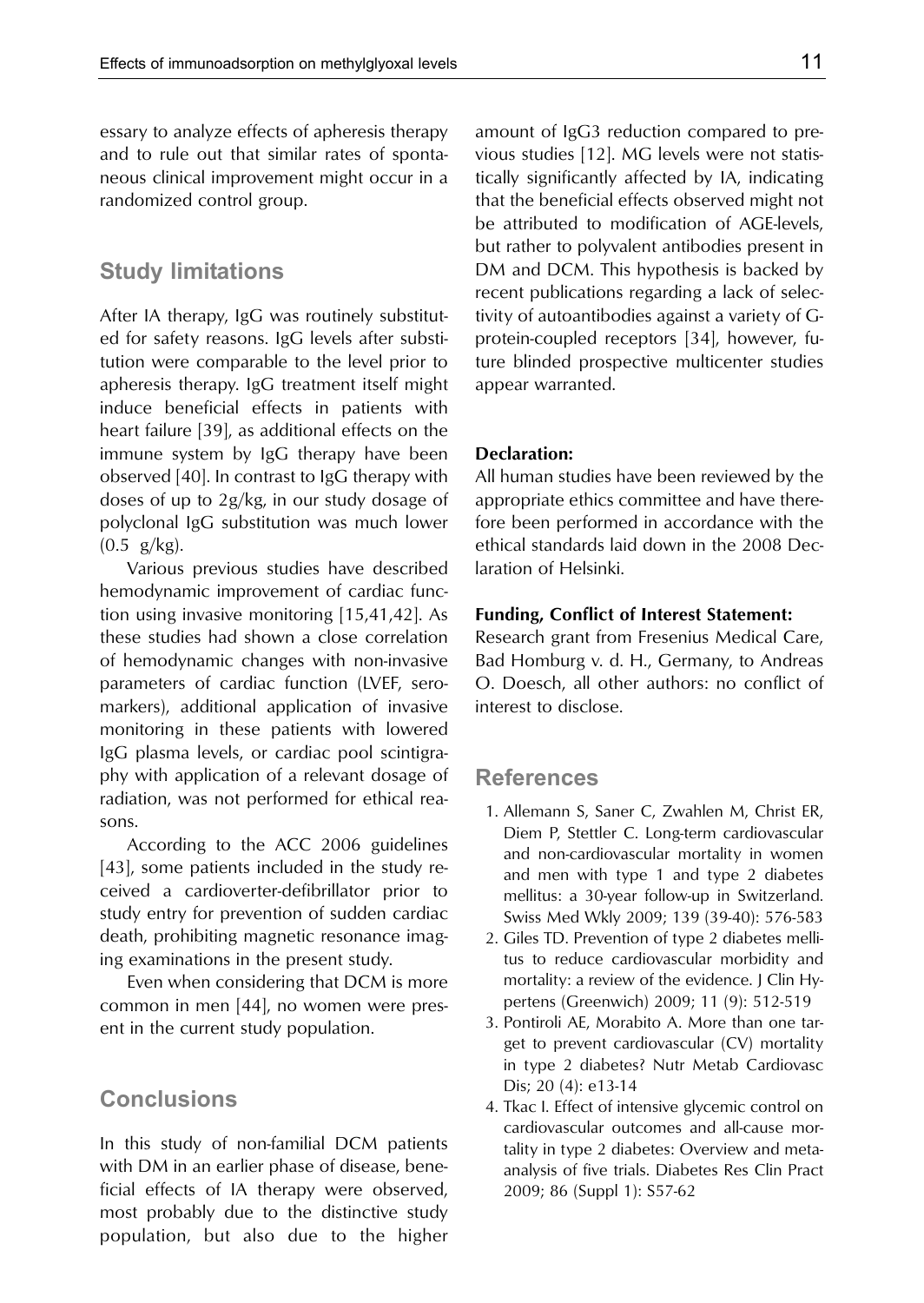essary to analyze effects of apheresis therapy and to rule out that similar rates of spontaneous clinical improvement might occur in a randomized control group.

## Study limitations

After IA therapy, IgG was routinely substituted for safety reasons. IgG levels after substitution were comparable to the level prior to apheresis therapy. IgG treatment itself might induce beneficial effects in patients with heart failure [39], as additional effects on the immune system by IgG therapy have been observed [40]. In contrast to IgG therapy with doses of up to 2g/kg, in our study dosage of polyclonal IgG substitution was much lower (0.5 g/kg).

Various previous studies have described hemodynamic improvement of cardiac function using invasive monitoring [15,41,42]. As these studies had shown a close correlation of hemodynamic changes with non-invasive parameters of cardiac function (LVEF, seromarkers), additional application of invasive monitoring in these patients with lowered IgG plasma levels, or cardiac pool scintigraphy with application of a relevant dosage of radiation, was not performed for ethical reasons.

According to the ACC 2006 guidelines [43], some patients included in the study received a cardioverter-defibrillator prior to study entry for prevention of sudden cardiac death, prohibiting magnetic resonance imaging examinations in the present study.

Even when considering that DCM is more common in men [44], no women were present in the current study population.

## Conclusions

In this study of non-familial DCM patients with DM in an earlier phase of disease, beneficial effects of IA therapy were observed, most probably due to the distinctive study population, but also due to the higher amount of IgG3 reduction compared to previous studies [12]. MG levels were not statistically significantly affected by IA, indicating that the beneficial effects observed might not be attributed to modification of AGE-levels, but rather to polyvalent antibodies present in DM and DCM. This hypothesis is backed by recent publications regarding a lack of selectivity of autoantibodies against a variety of G-protein-coupled receptors [34], however, future blinded prospective multicenter studies appear warranted.

**Declaration:**
All human studies have been reviewed by the appropriate ethics committee and have therefore been performed in accordance with the ethical standards laid down in the 2008 Declaration of Helsinki.

**Funding, Conflict of Interest Statement:**
Research grant from Fresenius Medical Care, Bad Homburg v. d. H., Germany, to Andreas O. Doesch, all other authors: no conflict of interest to disclose.

## References

1. Allemann S, Saner C, Zwahlen M, Christ ER, Diem P, Stettler C. Long-term cardiovascular and non-cardiovascular mortality in women and men with type 1 and type 2 diabetes mellitus: a 30-year follow-up in Switzerland. Swiss Med Wkly 2009; 139 (39-40): 576-583
2. Giles TD. Prevention of type 2 diabetes mellitus to reduce cardiovascular morbidity and mortality: a review of the evidence. J Clin Hypertens (Greenwich) 2009; 11 (9): 512-519
3. Pontiroli AE, Morabito A. More than one target to prevent cardiovascular (CV) mortality in type 2 diabetes? Nutr Metab Cardiovasc Dis; 20 (4): e13-14
4. Tkac I. Effect of intensive glycemic control on cardiovascular outcomes and all-cause mortality in type 2 diabetes: Overview and meta-analysis of five trials. Diabetes Res Clin Pract 2009; 86 (Suppl 1): S57-62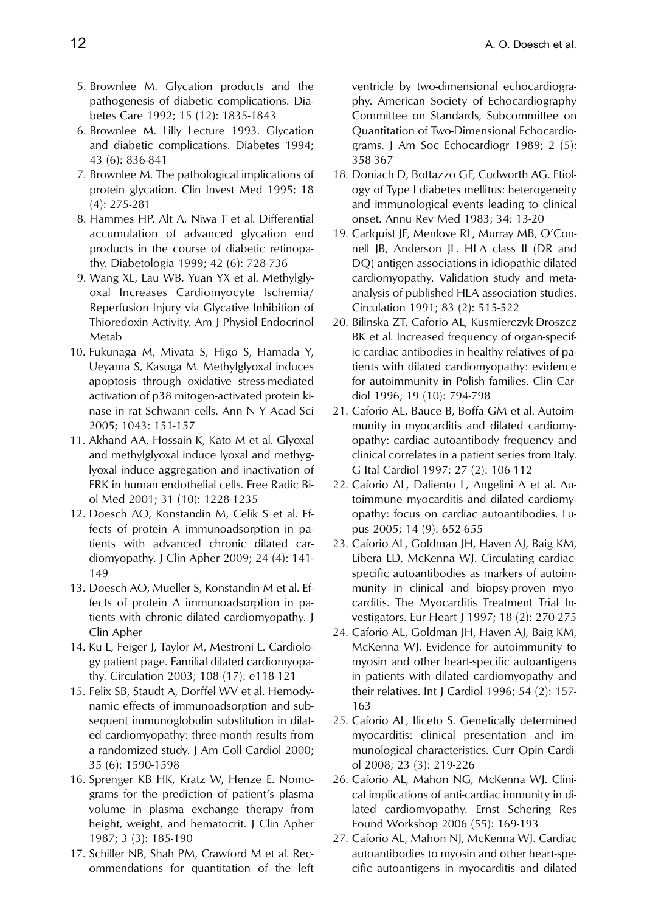5. Brownlee M. Glycation products and the pathogenesis of diabetic complications. Diabetes Care 1992; 15 (12): 1835-1843
6. Brownlee M. Lilly Lecture 1993. Glycation and diabetic complications. Diabetes 1994; 43 (6): 836-841
7. Brownlee M. The pathological implications of protein glycation. Clin Invest Med 1995; 18 (4): 275-281
8. Hammes HP, Alt A, Niwa T et al. Differential accumulation of advanced glycation end products in the course of diabetic retinopathy. Diabetologia 1999; 42 (6): 728-736
9. Wang XL, Lau WB, Yuan YX et al. Methylglyoxal Increases Cardiomyocyte Ischemia/ Reperfusion Injury via Glycative Inhibition of Thioredoxin Activity. Am J Physiol Endocrinol Metab
10. Fukunaga M, Miyata S, Higo S, Hamada Y, Ueyama S, Kasuga M. Methylglyoxal induces apoptosis through oxidative stress-mediated activation of p38 mitogen-activated protein kinase in rat Schwann cells. Ann N Y Acad Sci 2005; 1043: 151-157
11. Akhand AA, Hossain K, Kato M et al. Glyoxal and methylglyoxal induce lyoxal and methyglyoxal induce aggregation and inactivation of ERK in human endothelial cells. Free Radic Biol Med 2001; 31 (10): 1228-1235
12. Doesch AO, Konstandin M, Celik S et al. Effects of protein A immunoadsorption in patients with advanced chronic dilated cardiomyopathy. J Clin Apher 2009; 24 (4): 141-149
13. Doesch AO, Mueller S, Konstandin M et al. Effects of protein A immunoadsorption in patients with chronic dilated cardiomyopathy. J Clin Apher
14. Ku L, Feiger J, Taylor M, Mestroni L. Cardiology patient page. Familial dilated cardiomyopathy. Circulation 2003; 108 (17): e118-121
15. Felix SB, Staudt A, Dorffel WV et al. Hemodynamic effects of immunoadsorption and subsequent immunoglobulin substitution in dilated cardiomyopathy: three-month results from a randomized study. J Am Coll Cardiol 2000; 35 (6): 1590-1598
16. Sprenger KB HK, Kratz W, Henze E. Nomograms for the prediction of patient's plasma volume in plasma exchange therapy from height, weight, and hematocrit. J Clin Apher 1987; 3 (3): 185-190
17. Schiller NB, Shah PM, Crawford M et al. Recommendations for quantitation of the left ventricle by two-dimensional echocardiography. American Society of Echocardiography Committee on Standards, Subcommittee on Quantitation of Two-Dimensional Echocardiograms. J Am Soc Echocardiogr 1989; 2 (5): 358-367
18. Doniach D, Bottazzo GF, Cudworth AG. Etiology of Type I diabetes mellitus: heterogeneity and immunological events leading to clinical onset. Annu Rev Med 1983; 34: 13-20
19. Carlquist JF, Menlove RL, Murray MB, O'Connell JB, Anderson JL. HLA class II (DR and DQ) antigen associations in idiopathic dilated cardiomyopathy. Validation study and meta-analysis of published HLA association studies. Circulation 1991; 83 (2): 515-522
20. Bilinska ZT, Caforio AL, Kusmierczyk-Droszcz BK et al. Increased frequency of organ-specific cardiac antibodies in healthy relatives of patients with dilated cardiomyopathy: evidence for autoimmunity in Polish families. Clin Cardiol 1996; 19 (10): 794-798
21. Caforio AL, Bauce B, Boffa GM et al. Autoimmunity in myocarditis and dilated cardiomyopathy: cardiac autoantibody frequency and clinical correlates in a patient series from Italy. G Ital Cardiol 1997; 27 (2): 106-112
22. Caforio AL, Daliento L, Angelini A et al. Autoimmune myocarditis and dilated cardiomyopathy: focus on cardiac autoantibodies. Lupus 2005; 14 (9): 652-655
23. Caforio AL, Goldman JH, Haven AJ, Baig KM, Libera LD, McKenna WJ. Circulating cardiac-specific autoantibodies as markers of autoimmunity in clinical and biopsy-proven myocarditis. The Myocarditis Treatment Trial Investigators. Eur Heart J 1997; 18 (2): 270-275
24. Caforio AL, Goldman JH, Haven AJ, Baig KM, McKenna WJ. Evidence for autoimmunity to myosin and other heart-specific autoantigens in patients with dilated cardiomyopathy and their relatives. Int J Cardiol 1996; 54 (2): 157-163
25. Caforio AL, Iliceto S. Genetically determined myocarditis: clinical presentation and immunological characteristics. Curr Opin Cardiol 2008; 23 (3): 219-226
26. Caforio AL, Mahon NG, McKenna WJ. Clinical implications of anti-cardiac immunity in dilated cardiomyopathy. Ernst Schering Res Found Workshop 2006 (55): 169-193
27. Caforio AL, Mahon NJ, McKenna WJ. Cardiac autoantibodies to myosin and other heart-specific autoantigens in myocarditis and dilated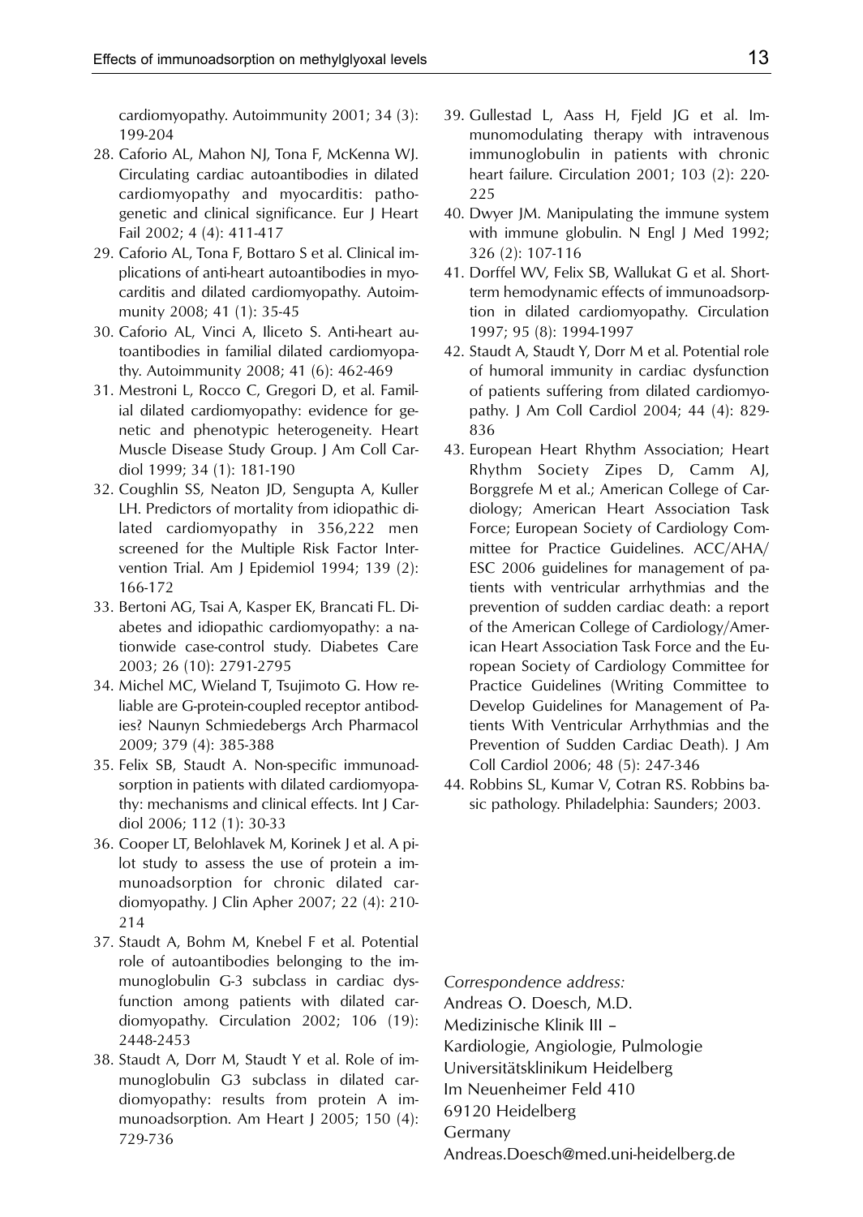cardiomyopathy. Autoimmunity 2001; 34 (3): 199-204

28. Caforio AL, Mahon NJ, Tona F, McKenna WJ. Circulating cardiac autoantibodies in dilated cardiomyopathy and myocarditis: pathogenetic and clinical significance. Eur J Heart Fail 2002; 4 (4): 411-417
29. Caforio AL, Tona F, Bottaro S et al. Clinical implications of anti-heart autoantibodies in myocarditis and dilated cardiomyopathy. Autoimmunity 2008; 41 (1): 35-45
30. Caforio AL, Vinci A, Iliceto S. Anti-heart autoantibodies in familial dilated cardiomyopathy. Autoimmunity 2008; 41 (6): 462-469
31. Mestroni L, Rocco C, Gregori D, et al. Familial dilated cardiomyopathy: evidence for genetic and phenotypic heterogeneity. Heart Muscle Disease Study Group. J Am Coll Cardiol 1999; 34 (1): 181-190
32. Coughlin SS, Neaton JD, Sengupta A, Kuller LH. Predictors of mortality from idiopathic dilated cardiomyopathy in 356,222 men screened for the Multiple Risk Factor Intervention Trial. Am J Epidemiol 1994; 139 (2): 166-172
33. Bertoni AG, Tsai A, Kasper EK, Brancati FL. Diabetes and idiopathic cardiomyopathy: a nationwide case-control study. Diabetes Care 2003; 26 (10): 2791-2795
34. Michel MC, Wieland T, Tsujimoto G. How reliable are G-protein-coupled receptor antibodies? Naunyn Schmiedebergs Arch Pharmacol 2009; 379 (4): 385-388
35. Felix SB, Staudt A. Non-specific immunoadsorption in patients with dilated cardiomyopathy: mechanisms and clinical effects. Int J Cardiol 2006; 112 (1): 30-33
36. Cooper LT, Belohlavek M, Korinek J et al. A pilot study to assess the use of protein a immunoadsorption for chronic dilated cardiomyopathy. J Clin Apher 2007; 22 (4): 210-214
37. Staudt A, Bohm M, Knebel F et al. Potential role of autoantibodies belonging to the immunoglobulin G-3 subclass in cardiac dysfunction among patients with dilated cardiomyopathy. Circulation 2002; 106 (19): 2448-2453
38. Staudt A, Dorr M, Staudt Y et al. Role of immunoglobulin G3 subclass in dilated cardiomyopathy: results from protein A immunoadsorption. Am Heart J 2005; 150 (4): 729-736
39. Gullestad L, Aass H, Fjeld JG et al. Immunomodulating therapy with intravenous immunoglobulin in patients with chronic heart failure. Circulation 2001; 103 (2): 220-225
40. Dwyer JM. Manipulating the immune system with immune globulin. N Engl J Med 1992; 326 (2): 107-116
41. Dorffel WV, Felix SB, Wallukat G et al. Short-term hemodynamic effects of immunoadsorption in dilated cardiomyopathy. Circulation 1997; 95 (8): 1994-1997
42. Staudt A, Staudt Y, Dorr M et al. Potential role of humoral immunity in cardiac dysfunction of patients suffering from dilated cardiomyopathy. J Am Coll Cardiol 2004; 44 (4): 829-836
43. European Heart Rhythm Association; Heart Rhythm Society Zipes D, Camm AJ, Borggrefe M et al.; American College of Cardiology; American Heart Association Task Force; European Society of Cardiology Committee for Practice Guidelines. ACC/AHA/ESC 2006 guidelines for management of patients with ventricular arrhythmias and the prevention of sudden cardiac death: a report of the American College of Cardiology/American Heart Association Task Force and the European Society of Cardiology Committee for Practice Guidelines (Writing Committee to Develop Guidelines for Management of Patients With Ventricular Arrhythmias and the Prevention of Sudden Cardiac Death). J Am Coll Cardiol 2006; 48 (5): 247-346
44. Robbins SL, Kumar V, Cotran RS. Robbins basic pathology. Philadelphia: Saunders; 2003.

*Correspondence address:*
Andreas O. Doesch, M.D.
Medizinische Klinik III –
Kardiologie, Angiologie, Pulmologie
Universitätsklinikum Heidelberg
Im Neuenheimer Feld 410
69120 Heidelberg
Germany
Andreas.Doesch@med.uni-heidelberg.de